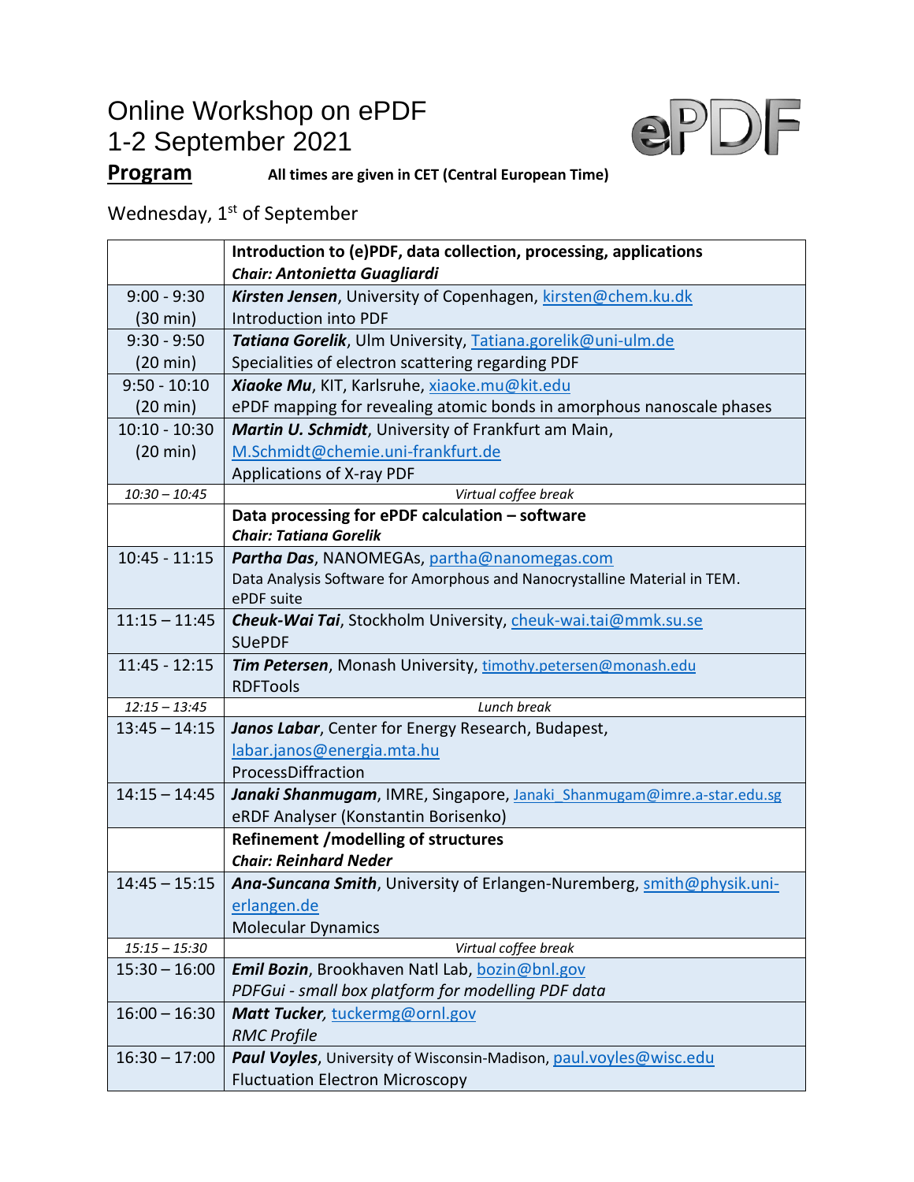# Online Workshop on ePDF
# 1-2 September 2021

**Program** **All times are given in CET (Central European Time)**

Wednesday, 1st of September

| | |
|---|---|
| | **Introduction to (e)PDF, data collection, processing, applications** *Chair: Antonietta Guagliardi* |
| 9:00 - 9:30 (30 min) | ***Kirsten Jensen***, University of Copenhagen, kirsten@chem.ku.dk Introduction into PDF |
| 9:30 - 9:50 (20 min) | ***Tatiana Gorelik***, Ulm University, Tatiana.gorelik@uni-ulm.de Specialities of electron scattering regarding PDF |
| 9:50 - 10:10 (20 min) | ***Xiaoke Mu***, KIT, Karlsruhe, xiaoke.mu@kit.edu ePDF mapping for revealing atomic bonds in amorphous nanoscale phases |
| 10:10 - 10:30 (20 min) | ***Martin U. Schmidt***, University of Frankfurt am Main, M.Schmidt@chemie.uni-frankfurt.de Applications of X-ray PDF |
| *10:30 – 10:45* | *Virtual coffee break* |
| | **Data processing for ePDF calculation – software** *Chair: Tatiana Gorelik* |
| 10:45 - 11:15 | ***Partha Das***, NANOMEGAs, partha@nanomegas.com Data Analysis Software for Amorphous and Nanocrystalline Material in TEM. ePDF suite |
| 11:15 – 11:45 | ***Cheuk-Wai Tai***, Stockholm University, cheuk-wai.tai@mmk.su.se SUePDF |
| 11:45 - 12:15 | ***Tim Petersen***, Monash University, timothy.petersen@monash.edu RDFTools |
| *12:15 – 13:45* | *Lunch break* |
| 13:45 – 14:15 | ***Janos Labar***, Center for Energy Research, Budapest, labar.janos@energia.mta.hu ProcessDiffraction |
| 14:15 – 14:45 | ***Janaki Shanmugam***, IMRE, Singapore, Janaki_Shanmugam@imre.a-star.edu.sg eRDF Analyser (Konstantin Borisenko) |
| | **Refinement /modelling of structures** *Chair: Reinhard Neder* |
| 14:45 – 15:15 | ***Ana-Suncana Smith***, University of Erlangen-Nuremberg, smith@physik.uni-erlangen.de Molecular Dynamics |
| *15:15 – 15:30* | *Virtual coffee break* |
| 15:30 – 16:00 | ***Emil Bozin***, Brookhaven Natl Lab, bozin@bnl.gov *PDFGui - small box platform for modelling PDF data* |
| 16:00 – 16:30 | ***Matt Tucker***, tuckermg@ornl.gov *RMC Profile* |
| 16:30 – 17:00 | ***Paul Voyles***, University of Wisconsin-Madison, paul.voyles@wisc.edu Fluctuation Electron Microscopy |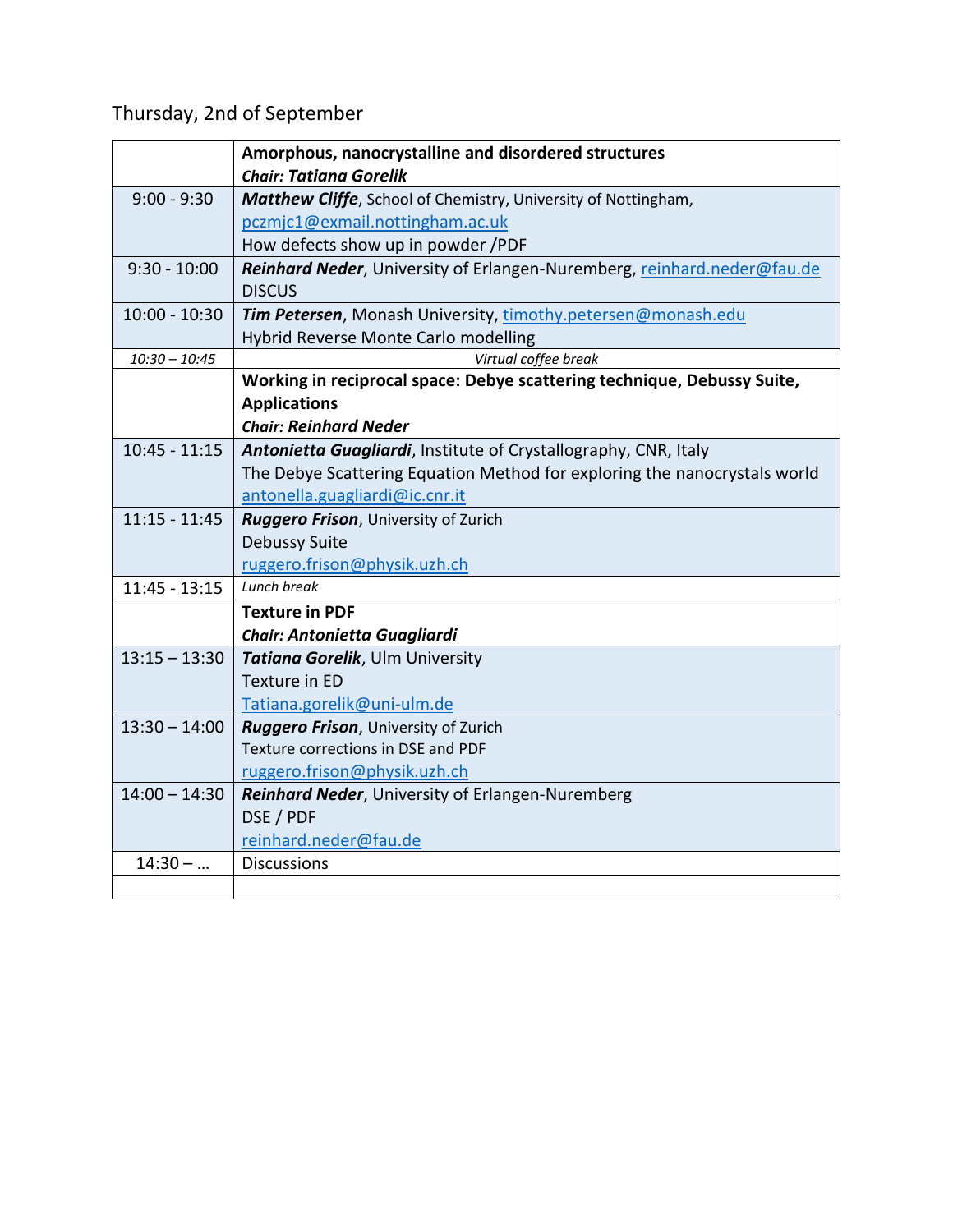Thursday, 2nd of September

| | |
|---|---|
| | **Amorphous, nanocrystalline and disordered structures**<br>***Chair: Tatiana Gorelik*** |
| 9:00 - 9:30 | ***Matthew Cliffe***, School of Chemistry, University of Nottingham, pczmjc1@exmail.nottingham.ac.uk<br>How defects show up in powder /PDF |
| 9:30 - 10:00 | ***Reinhard Neder***, University of Erlangen-Nuremberg, reinhard.neder@fau.de<br>DISCUS |
| 10:00 - 10:30 | ***Tim Petersen***, Monash University, timothy.petersen@monash.edu<br>Hybrid Reverse Monte Carlo modelling |
| *10:30 – 10:45* | *Virtual coffee break* |
| | **Working in reciprocal space: Debye scattering technique, Debussy Suite, Applications**<br>***Chair: Reinhard Neder*** |
| 10:45 - 11:15 | ***Antonietta Guagliardi***, Institute of Crystallography, CNR, Italy<br>The Debye Scattering Equation Method for exploring the nanocrystals world<br>antonella.guagliardi@ic.cnr.it |
| 11:15 - 11:45 | ***Ruggero Frison***, University of Zurich<br>Debussy Suite<br>ruggero.frison@physik.uzh.ch |
| 11:45 - 13:15 | *Lunch break* |
| | **Texture in PDF**<br>***Chair: Antonietta Guagliardi*** |
| 13:15 – 13:30 | ***Tatiana Gorelik***, Ulm University<br>Texture in ED<br>Tatiana.gorelik@uni-ulm.de |
| 13:30 – 14:00 | ***Ruggero Frison***, University of Zurich<br>Texture corrections in DSE and PDF<br>ruggero.frison@physik.uzh.ch |
| 14:00 – 14:30 | ***Reinhard Neder***, University of Erlangen-Nuremberg<br>DSE / PDF<br>reinhard.neder@fau.de |
| 14:30 – … | Discussions |
| | |